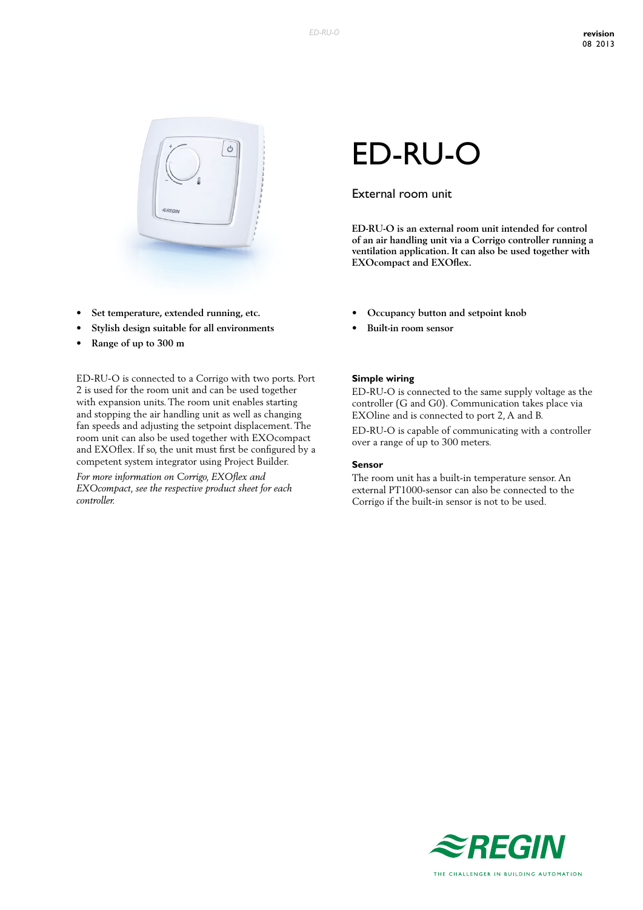# ED-RU-O

## External room unit

**ED-RU-O is an external room unit intended for control of an air handling unit via a Corrigo controller running a ventilation application. It can also be used together with EXOcompact and EXOflex.**

- **Set temperature, extended running, etc.**
- **Stylish design suitable for all environments**
- **Range of up to 300 m**
- **Occupancy button and setpoint knob**
- **Built-in room sensor**

ED-RU-O is connected to a Corrigo with two ports. Port 2 is used for the room unit and can be used together with expansion units. The room unit enables starting and stopping the air handling unit as well as changing fan speeds and adjusting the setpoint displacement. The room unit can also be used together with EXOcompact and EXOflex. If so, the unit must first be configured by a competent system integrator using Project Builder.

*For more information on Corrigo, EXOflex and EXOcompact, see the respective product sheet for each controller.*

### Simple wiring

ED-RU-O is connected to the same supply voltage as the controller (G and G0). Communication takes place via EXOline and is connected to port 2, A and B.

ED-RU-O is capable of communicating with a controller over a range of up to 300 meters.

### Sensor

The room unit has a built-in temperature sensor. An external PT1000-sensor can also be connected to the Corrigo if the built-in sensor is not to be used.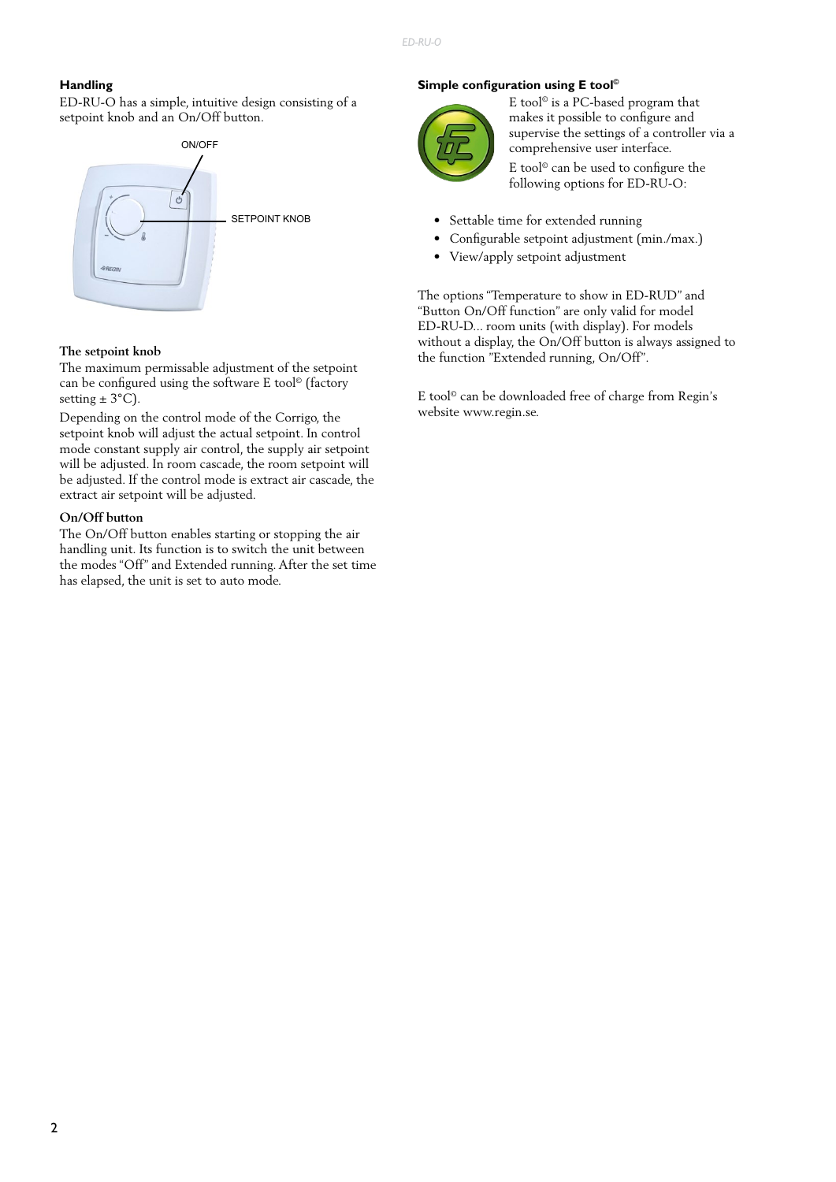## Handling

ED-RU-O has a simple, intuitive design consisting of a setpoint knob and an On/Off button.

ON/OFF

SETPOINT KNOB

### The setpoint knob

The maximum permissable adjustment of the setpoint can be configured using the software E tool© (factory setting ± 3°C).

Depending on the control mode of the Corrigo, the setpoint knob will adjust the actual setpoint. In control mode constant supply air control, the supply air setpoint will be adjusted. In room cascade, the room setpoint will be adjusted. If the control mode is extract air cascade, the extract air setpoint will be adjusted.

### On/Off button

The On/Off button enables starting or stopping the air handling unit. Its function is to switch the unit between the modes "Off" and Extended running. After the set time has elapsed, the unit is set to auto mode.

## Simple configuration using E tool©

E tool© is a PC-based program that makes it possible to configure and supervise the settings of a controller via a comprehensive user interface.

E tool© can be used to configure the following options for ED-RU-O:

- Settable time for extended running
- Configurable setpoint adjustment (min./max.)
- View/apply setpoint adjustment

The options "Temperature to show in ED-RUD" and "Button On/Off function" are only valid for model ED-RU-D... room units (with display). For models without a display, the On/Off button is always assigned to the function "Extended running, On/Off".

E tool© can be downloaded free of charge from Regin's website www.regin.se.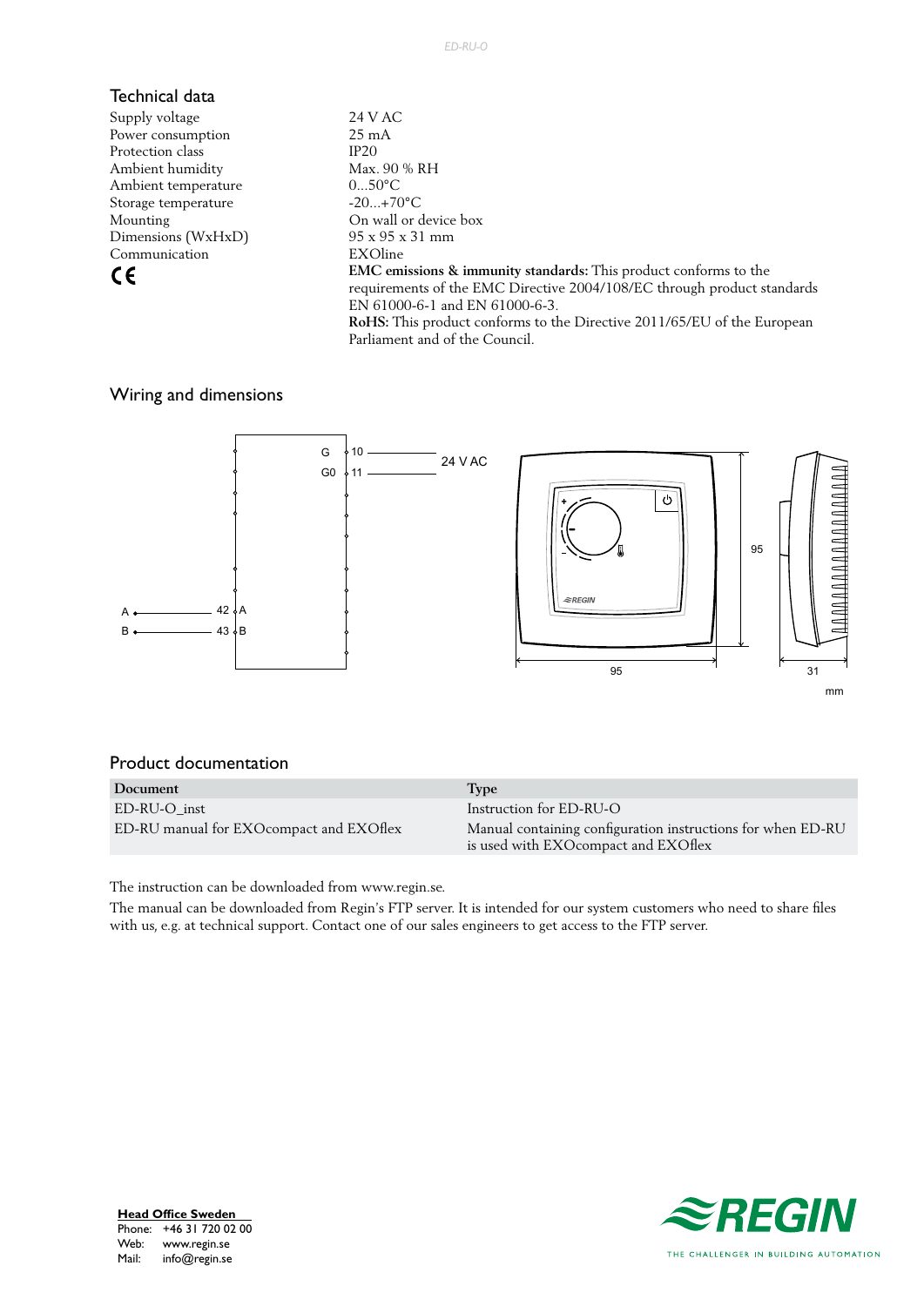## Technical data

| | |
|---|---|
| Supply voltage | 24 V AC |
| Power consumption | 25 mA |
| Protection class | IP20 |
| Ambient humidity | Max. 90 % RH |
| Ambient temperature | 0...50°C |
| Storage temperature | -20...+70°C |
| Mounting | On wall or device box |
| Dimensions (WxHxD) | 95 x 95 x 31 mm |
| Communication | EXOline |
| CE | **EMC emissions & immunity standards:** This product conforms to the requirements of the EMC Directive 2004/108/EC through product standards EN 61000-6-1 and EN 61000-6-3. **RoHS:** This product conforms to the Directive 2011/65/EU of the European Parliament and of the Council. |

## Wiring and dimensions

G 10
G0 11
24 V AC
A 42 A
B 43 B
95
95
31
mm

## Product documentation

| Document | Type |
|---|---|
| ED-RU-O_inst | Instruction for ED-RU-O |
| ED-RU manual for EXOcompact and EXOflex | Manual containing configuration instructions for when ED-RU is used with EXOcompact and EXOflex |

The instruction can be downloaded from www.regin.se.

The manual can be downloaded from Regin's FTP server. It is intended for our system customers who need to share files with us, e.g. at technical support. Contact one of our sales engineers to get access to the FTP server.

**Head Office Sweden**
Phone: +46 31 720 02 00
Web: www.regin.se
Mail: info@regin.se

REGIN
THE CHALLENGER IN BUILDING AUTOMATION